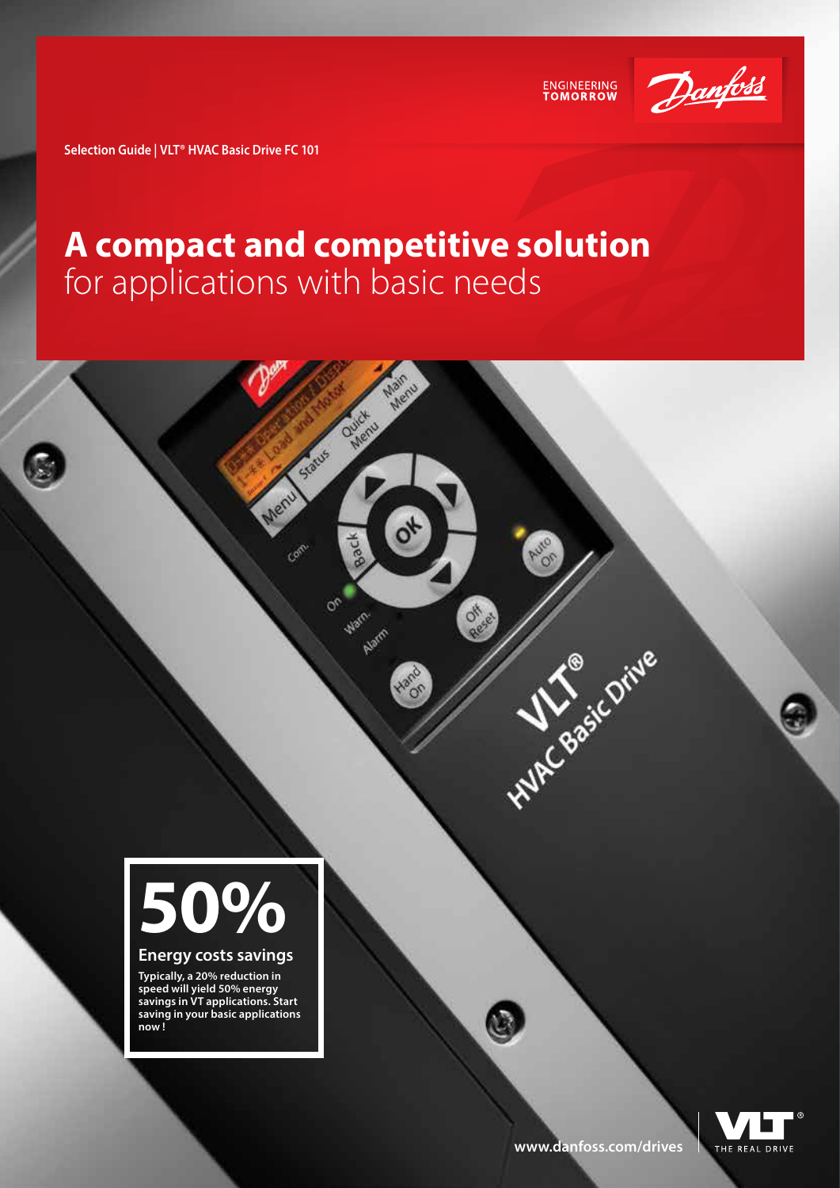ENGINEERING TOMORROW

Selection Guide | VLT® HVAC Basic Drive FC 101

# **A compact and competitive solution** for applications with basic needs

**50%**

**Energy costs savings**

**Typically, a 20% reduction in speed will yield 50% energy savings in VT applications. Start saving in your basic applications now !**

www.danfoss.com/drives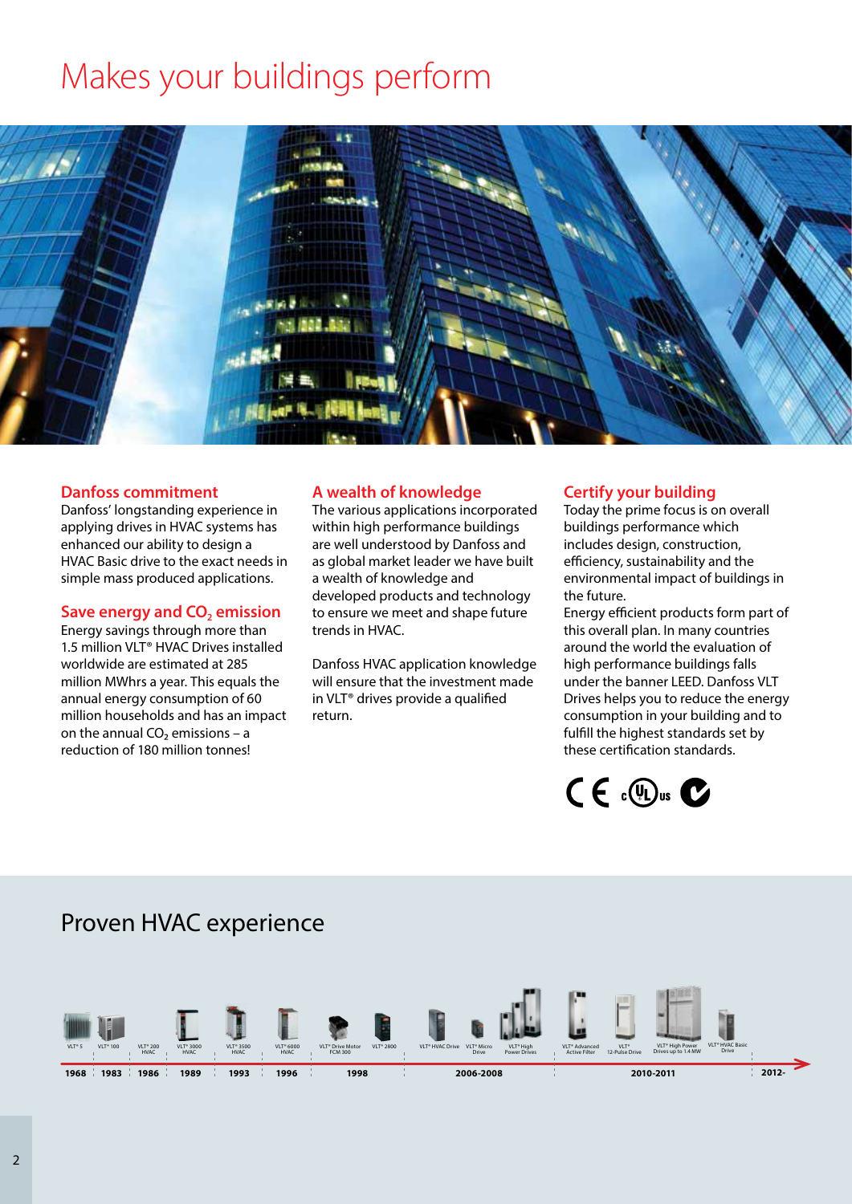# Makes your buildings perform

### Danfoss commitment

Danfoss' longstanding experience in applying drives in HVAC systems has enhanced our ability to design a HVAC Basic drive to the exact needs in simple mass produced applications.

### Save energy and $CO_2$ emission

Energy savings through more than 1.5 million VLT® HVAC Drives installed worldwide are estimated at 285 million MWhrs a year. This equals the annual energy consumption of 60 million households and has an impact on the annual $CO_2$ emissions – a reduction of 180 million tonnes!

### A wealth of knowledge

The various applications incorporated within high performance buildings are well understood by Danfoss and as global market leader we have built a wealth of knowledge and developed products and technology to ensure we meet and shape future trends in HVAC.

Danfoss HVAC application knowledge will ensure that the investment made in VLT® drives provide a qualified return.

### Certify your building

Today the prime focus is on overall buildings performance which includes design, construction, efficiency, sustainability and the environmental impact of buildings in the future.

Energy efficient products form part of this overall plan. In many countries around the world the evaluation of high performance buildings falls under the banner LEED. Danfoss VLT Drives helps you to reduce the energy consumption in your building and to fulfill the highest standards set by these certification standards.

## Proven HVAC experience

| Year | Product |
|---|---|
| 1968 | VLT® 5 |
| 1983 | VLT® 100 |
| 1986 | VLT® 200 HVAC |
| 1989 | VLT® 3000 HVAC |
| 1993 | VLT® 3500 HVAC |
| 1996 | VLT® 6000 HVAC |
| 1998 | VLT® Drive Motor FCM 300, VLT® 2800 |
| 2006-2008 | VLT® HVAC Drive, VLT® Micro Drive, VLT® High Power Drives |
| 2010-2011 | VLT® Advanced Active Filter, VLT® 12-Pulse Drive, VLT® High Power Drives up to 1.4 MW |
| 2012- | VLT® HVAC Basic Drive |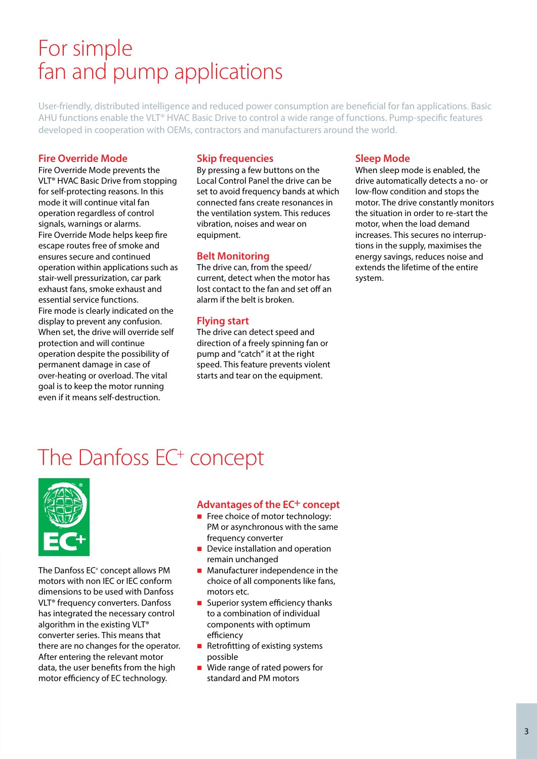# For simple fan and pump applications

User-friendly, distributed intelligence and reduced power consumption are beneficial for fan applications. Basic AHU functions enable the VLT® HVAC Basic Drive to control a wide range of functions. Pump-specific features developed in cooperation with OEMs, contractors and manufacturers around the world.

### Fire Override Mode

Fire Override Mode prevents the VLT® HVAC Basic Drive from stopping for self-protecting reasons. In this mode it will continue vital fan operation regardless of control signals, warnings or alarms.
Fire Override Mode helps keep fire escape routes free of smoke and ensures secure and continued operation within applications such as stair-well pressurization, car park exhaust fans, smoke exhaust and essential service functions.
Fire mode is clearly indicated on the display to prevent any confusion. When set, the drive will override self protection and will continue operation despite the possibility of permanent damage in case of over-heating or overload. The vital goal is to keep the motor running even if it means self-destruction.

### Skip frequencies

By pressing a few buttons on the Local Control Panel the drive can be set to avoid frequency bands at which connected fans create resonances in the ventilation system. This reduces vibration, noises and wear on equipment.

### Belt Monitoring

The drive can, from the speed/current, detect when the motor has lost contact to the fan and set off an alarm if the belt is broken.

### Flying start

The drive can detect speed and direction of a freely spinning fan or pump and "catch" it at the right speed. This feature prevents violent starts and tear on the equipment.

### Sleep Mode

When sleep mode is enabled, the drive automatically detects a no- or low-flow condition and stops the motor. The drive constantly monitors the situation in order to re-start the motor, when the load demand increases. This secures no interruptions in the supply, maximises the energy savings, reduces noise and extends the lifetime of the entire system.

# The Danfoss EC+ concept

The Danfoss EC+ concept allows PM motors with non IEC or IEC conform dimensions to be used with Danfoss VLT® frequency converters. Danfoss has integrated the necessary control algorithm in the existing VLT® converter series. This means that there are no changes for the operator. After entering the relevant motor data, the user benefits from the high motor efficiency of EC technology.

### Advantages of the EC+ concept

- Free choice of motor technology: PM or asynchronous with the same frequency converter
- Device installation and operation remain unchanged
- Manufacturer independence in the choice of all components like fans, motors etc.
- Superior system efficiency thanks to a combination of individual components with optimum efficiency
- Retrofitting of existing systems possible
- Wide range of rated powers for standard and PM motors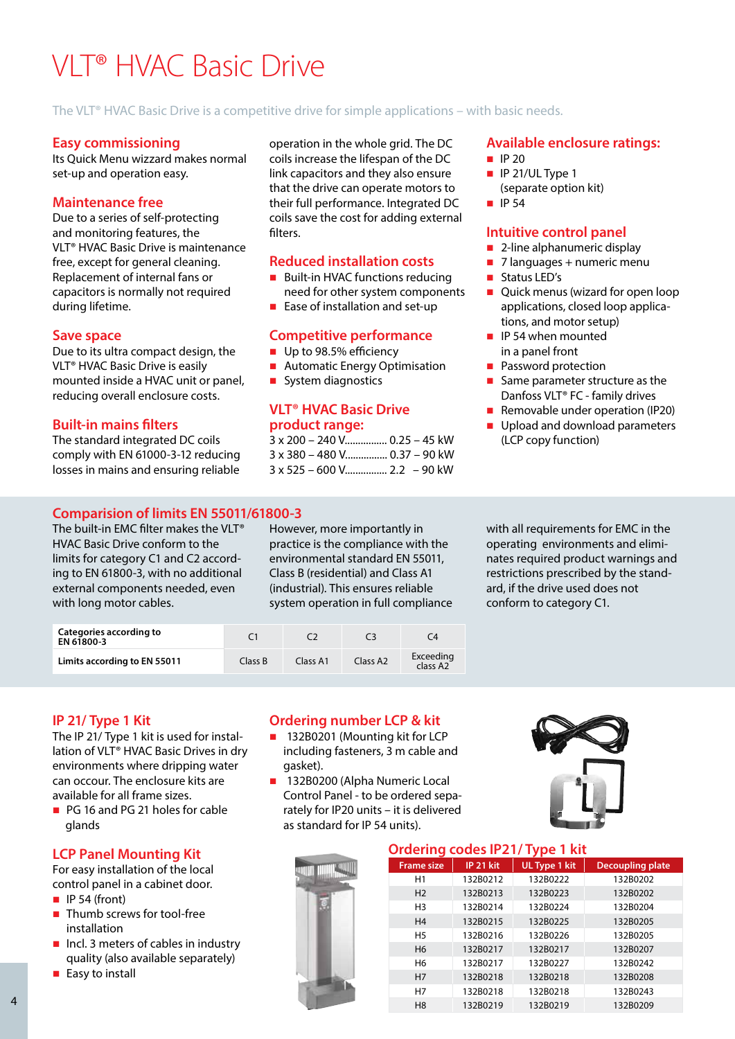# VLT® HVAC Basic Drive

The VLT® HVAC Basic Drive is a competitive drive for simple applications – with basic needs.

## Easy commissioning

Its Quick Menu wizzard makes normal set-up and operation easy.

## Maintenance free

Due to a series of self-protecting and monitoring features, the VLT® HVAC Basic Drive is maintenance free, except for general cleaning. Replacement of internal fans or capacitors is normally not required during lifetime.

## Save space

Due to its ultra compact design, the VLT® HVAC Basic Drive is easily mounted inside a HVAC unit or panel, reducing overall enclosure costs.

## Built-in mains filters

The standard integrated DC coils comply with EN 61000-3-12 reducing losses in mains and ensuring reliable operation in the whole grid. The DC coils increase the lifespan of the DC link capacitors and they also ensure that the drive can operate motors to their full performance. Integrated DC coils save the cost for adding external filters.

## Reduced installation costs

- Built-in HVAC functions reducing need for other system components
- Ease of installation and set-up

## Competitive performance

- Up to 98.5% efficiency
- Automatic Energy Optimisation
- System diagnostics

## VLT® HVAC Basic Drive product range:

3 x 200 – 240 V................ 0.25 – 45 kW
3 x 380 – 480 V................ 0.37 – 90 kW
3 x 525 – 600 V................ 2.2 – 90 kW

## Available enclosure ratings:

- IP 20
- IP 21/UL Type 1 (separate option kit)
- IP 54

## Intuitive control panel

- 2-line alphanumeric display
- 7 languages + numeric menu
- Status LED's
- Quick menus (wizard for open loop applications, closed loop applications, and motor setup)
- IP 54 when mounted in a panel front
- Password protection
- Same parameter structure as the Danfoss VLT® FC - family drives
- Removable under operation (IP20)
- Upload and download parameters (LCP copy function)

## Comparision of limits EN 55011/61800-3

The built-in EMC filter makes the VLT® HVAC Basic Drive conform to the limits for category C1 and C2 according to EN 61800-3, with no additional external components needed, even with long motor cables. However, more importantly in practice is the compliance with the environmental standard EN 55011, Class B (residential) and Class A1 (industrial). This ensures reliable system operation in full compliance with all requirements for EMC in the operating environments and eliminates required product warnings and restrictions prescribed by the standard, if the drive used does not conform to category C1.

| Categories according to EN 61800-3 | C1 | C2 | C3 | C4 |
|---|---|---|---|---|
| Limits according to EN 55011 | Class B | Class A1 | Class A2 | Exceeding class A2 |

## IP 21/ Type 1 Kit

The IP 21/ Type 1 kit is used for installation of VLT® HVAC Basic Drives in dry environments where dripping water can occour. The enclosure kits are available for all frame sizes.

- PG 16 and PG 21 holes for cable glands

## LCP Panel Mounting Kit

For easy installation of the local control panel in a cabinet door.

- IP 54 (front)
- Thumb screws for tool-free installation
- Incl. 3 meters of cables in industry quality (also available separately)
- Easy to install

## Ordering number LCP & kit

- 132B0201 (Mounting kit for LCP including fasteners, 3 m cable and gasket).
- 132B0200 (Alpha Numeric Local Control Panel - to be ordered separately for IP20 units – it is delivered as standard for IP 54 units).

## Ordering codes IP21/ Type 1 kit

| Frame size | IP 21 kit | UL Type 1 kit | Decoupling plate |
|---|---|---|---|
| H1 | 132B0212 | 132B0222 | 132B0202 |
| H2 | 132B0213 | 132B0223 | 132B0202 |
| H3 | 132B0214 | 132B0224 | 132B0204 |
| H4 | 132B0215 | 132B0225 | 132B0205 |
| H5 | 132B0216 | 132B0226 | 132B0205 |
| H6 | 132B0217 | 132B0217 | 132B0207 |
| H6 | 132B0217 | 132B0227 | 132B0242 |
| H7 | 132B0218 | 132B0218 | 132B0208 |
| H7 | 132B0218 | 132B0218 | 132B0243 |
| H8 | 132B0219 | 132B0219 | 132B0209 |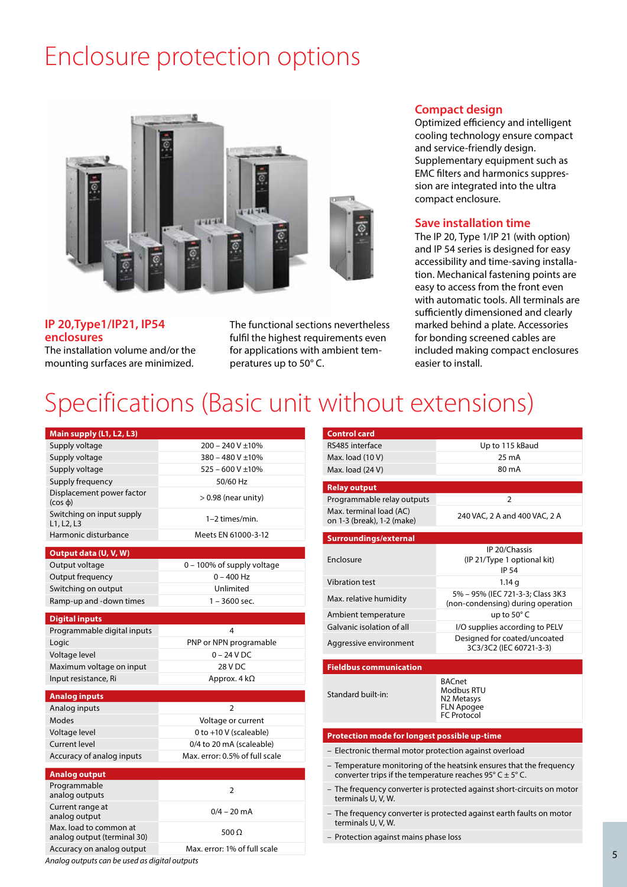# Enclosure protection options

### IP 20,Type1/IP21, IP54 enclosures

The installation volume and/or the mounting surfaces are minimized.

The functional sections nevertheless fulfil the highest requirements even for applications with ambient temperatures up to 50° C.

### Compact design

Optimized efficiency and intelligent cooling technology ensure compact and service-friendly design. Supplementary equipment such as EMC filters and harmonics suppression are integrated into the ultra compact enclosure.

### Save installation time

The IP 20, Type 1/IP 21 (with option) and IP 54 series is designed for easy accessibility and time-saving installation. Mechanical fastening points are easy to access from the front even with automatic tools. All terminals are sufficiently dimensioned and clearly marked behind a plate. Accessories for bonding screened cables are included making compact enclosures easier to install.

# Specifications (Basic unit without extensions)

| Main supply (L1, L2, L3) | |
|---|---|
| Supply voltage | 200 – 240 V ±10% |
| Supply voltage | 380 – 480 V ±10% |
| Supply voltage | 525 – 600 V ±10% |
| Supply frequency | 50/60 Hz |
| Displacement power factor (cos ϕ) | > 0.98 (near unity) |
| Switching on input supply L1, L2, L3 | 1–2 times/min. |
| Harmonic disturbance | Meets EN 61000-3-12 |

| Output data (U, V, W) | |
|---|---|
| Output voltage | 0 – 100% of supply voltage |
| Output frequency | 0 – 400 Hz |
| Switching on output | Unlimited |
| Ramp-up and -down times | 1 – 3600 sec. |

| Digital inputs | |
|---|---|
| Programmable digital inputs | 4 |
| Logic | PNP or NPN programable |
| Voltage level | 0 – 24 V DC |
| Maximum voltage on input | 28 V DC |
| Input resistance, Ri | Approx. 4 kΩ |

| Analog inputs | |
|---|---|
| Analog inputs | 2 |
| Modes | Voltage or current |
| Voltage level | 0 to +10 V (scaleable) |
| Current level | 0/4 to 20 mA (scaleable) |
| Accuracy of analog inputs | Max. error: 0.5% of full scale |

| Analog output | |
|---|---|
| Programmable analog outputs | 2 |
| Current range at analog output | 0/4 – 20 mA |
| Max. load to common at analog output (terminal 30) | 500 Ω |
| Accuracy on analog output | Max. error: 1% of full scale |

*Analog outputs can be used as digital outputs*

| Control card | |
|---|---|
| RS485 interface | Up to 115 kBaud |
| Max. load (10 V) | 25 mA |
| Max. load (24 V) | 80 mA |

| Relay output | |
|---|---|
| Programmable relay outputs | 2 |
| Max. terminal load (AC) on 1-3 (break), 1-2 (make) | 240 VAC, 2 A and 400 VAC, 2 A |

| Surroundings/external | |
|---|---|
| Enclosure | IP 20/Chassis (IP 21/Type 1 optional kit) IP 54 |
| Vibration test | 1.14 g |
| Max. relative humidity | 5% – 95% (IEC 721-3-3; Class 3K3 (non-condensing) during operation |
| Ambient temperature | up to 50° C |
| Galvanic isolation of all | I/O supplies according to PELV |
| Aggressive environment | Designed for coated/uncoated 3C3/3C2 (IEC 60721-3-3) |

| Fieldbus communication | |
|---|---|
| Standard built-in: | BACnet<br>Modbus RTU<br>N2 Metasys<br>FLN Apogee<br>FC Protocol |

**Protection mode for longest possible up-time**

- Electronic thermal motor protection against overload
- Temperature monitoring of the heatsink ensures that the frequency converter trips if the temperature reaches 95° C ± 5° C.
- The frequency converter is protected against short-circuits on motor terminals U, V, W.
- The frequency converter is protected against earth faults on motor terminals U, V, W.
- Protection against mains phase loss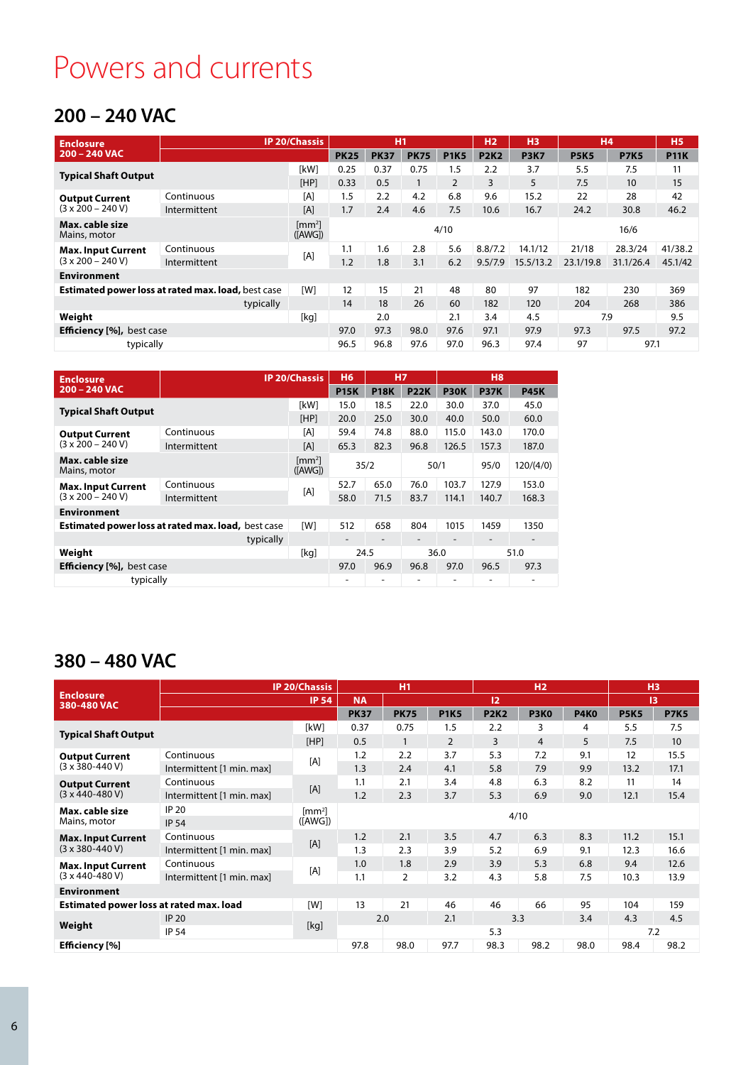# Powers and currents

## 200 – 240 VAC

| Enclosure 200 – 240 VAC | | IP 20/Chassis | H1 | | | | H2 | H3 | H4 | | H5 |
|---|---|---|---|---|---|---|---|---|---|---|---|
| | | | PK25 | PK37 | PK75 | P1K5 | P2K2 | P3K7 | P5K5 | P7K5 | P11K |
| Typical Shaft Output | | [kW] | 0.25 | 0.37 | 0.75 | 1.5 | 2.2 | 3.7 | 5.5 | 7.5 | 11 |
| | | [HP] | 0.33 | 0.5 | 1 | 2 | 3 | 5 | 7.5 | 10 | 15 |
| Output Current (3 x 200 – 240 V) | Continuous | [A] | 1.5 | 2.2 | 4.2 | 6.8 | 9.6 | 15.2 | 22 | 28 | 42 |
| | Intermittent | [A] | 1.7 | 2.4 | 4.6 | 7.5 | 10.6 | 16.7 | 24.2 | 30.8 | 46.2 |
| Max. cable size Mains, motor | | [mm²] ([AWG]) | 4/10 | | | | | | 16/6 | | |
| Max. Input Current (3 x 200 – 240 V) | Continuous | [A] | 1.1 | 1.6 | 2.8 | 5.6 | 8.8/7.2 | 14.1/12 | 21/18 | 28.3/24 | 41/38.2 |
| | Intermittent | | 1.2 | 1.8 | 3.1 | 6.2 | 9.5/7.9 | 15.5/13.2 | 23.1/19.8 | 31.1/26.4 | 45.1/42 |
| Environment | | | | | | | | | | | |
| Estimated power loss at rated max. load, best case | | [W] | 12 | 15 | 21 | 48 | 80 | 97 | 182 | 230 | 369 |
| typically | | | 14 | 18 | 26 | 60 | 182 | 120 | 204 | 268 | 386 |
| Weight | | [kg] | 2.0 | | | 2.1 | 3.4 | 4.5 | 7.9 | | 9.5 |
| Efficiency [%], best case | | | 97.0 | 97.3 | 98.0 | 97.6 | 97.1 | 97.9 | 97.3 | 97.5 | 97.2 |
| typically | | | 96.5 | 96.8 | 97.6 | 97.0 | 96.3 | 97.4 | 97 | 97.1 | |

| Enclosure 200 – 240 VAC | | IP 20/Chassis | H6 | H7 | | H8 | | |
|---|---|---|---|---|---|---|---|---|
| | | | P15K | P18K | P22K | P30K | P37K | P45K |
| Typical Shaft Output | | [kW] | 15.0 | 18.5 | 22.0 | 30.0 | 37.0 | 45.0 |
| | | [HP] | 20.0 | 25.0 | 30.0 | 40.0 | 50.0 | 60.0 |
| Output Current (3 x 200 – 240 V) | Continuous | [A] | 59.4 | 74.8 | 88.0 | 115.0 | 143.0 | 170.0 |
| | Intermittent | [A] | 65.3 | 82.3 | 96.8 | 126.5 | 157.3 | 187.0 |
| Max. cable size Mains, motor | | [mm²] ([AWG]) | 35/2 | | 50/1 | | 95/0 | 120/(4/0) |
| Max. Input Current (3 x 200 – 240 V) | Continuous | [A] | 52.7 | 65.0 | 76.0 | 103.7 | 127.9 | 153.0 |
| | Intermittent | | 58.0 | 71.5 | 83.7 | 114.1 | 140.7 | 168.3 |
| Environment | | | | | | | | |
| Estimated power loss at rated max. load, best case | | [W] | 512 | 658 | 804 | 1015 | 1459 | 1350 |
| typically | | | - | - | - | - | - | - |
| Weight | | [kg] | 24.5 | | 36.0 | | 51.0 | |
| Efficiency [%], best case | | | 97.0 | 96.9 | 96.8 | 97.0 | 96.5 | 97.3 |
| typically | | | - | - | - | - | - | - |

## 380 – 480 VAC

| Enclosure 380-480 VAC | | IP 20/Chassis | H1 | | | H2 | | | H3 | |
|---|---|---|---|---|---|---|---|---|---|---|
| | | IP 54 | NA | I2 | | | | | I3 | |
| | | | PK37 | PK75 | P1K5 | P2K2 | P3K0 | P4K0 | P5K5 | P7K5 |
| Typical Shaft Output | | [kW] | 0.37 | 0.75 | 1.5 | 2.2 | 3 | 4 | 5.5 | 7.5 |
| | | [HP] | 0.5 | 1 | 2 | 3 | 4 | 5 | 7.5 | 10 |
| Output Current (3 x 380-440 V) | Continuous | [A] | 1.2 | 2.2 | 3.7 | 5.3 | 7.2 | 9.1 | 12 | 15.5 |
| | Intermittent [1 min. max] | | 1.3 | 2.4 | 4.1 | 5.8 | 7.9 | 9.9 | 13.2 | 17.1 |
| Output Current (3 x 440-480 V) | Continuous | [A] | 1.1 | 2.1 | 3.4 | 4.8 | 6.3 | 8.2 | 11 | 14 |
| | Intermittent [1 min. max] | | 1.2 | 2.3 | 3.7 | 5.3 | 6.9 | 9.0 | 12.1 | 15.4 |
| Max. cable size Mains, motor | IP 20 | [mm²] ([AWG]) | 4/10 | | | | | | | |
| | IP 54 | | | | | | | | | |
| Max. Input Current (3 x 380-440 V) | Continuous | [A] | 1.2 | 2.1 | 3.5 | 4.7 | 6.3 | 8.3 | 11.2 | 15.1 |
| | Intermittent [1 min. max] | | 1.3 | 2.3 | 3.9 | 5.2 | 6.9 | 9.1 | 12.3 | 16.6 |
| Max. Input Current (3 x 440-480 V) | Continuous | [A] | 1.0 | 1.8 | 2.9 | 3.9 | 5.3 | 6.8 | 9.4 | 12.6 |
| | Intermittent [1 min. max] | | 1.1 | 2 | 3.2 | 4.3 | 5.8 | 7.5 | 10.3 | 13.9 |
| Environment | | | | | | | | | | |
| Estimated power loss at rated max. load | | [W] | 13 | 21 | 46 | 46 | 66 | 95 | 104 | 159 |
| Weight | IP 20 | [kg] | 2.0 | | 2.1 | 3.3 | | 3.4 | 4.3 | 4.5 |
| | IP 54 | | | 5.3 | | | | | 7.2 | |
| Efficiency [%] | | | 97.8 | 98.0 | 97.7 | 98.3 | 98.2 | 98.0 | 98.4 | 98.2 |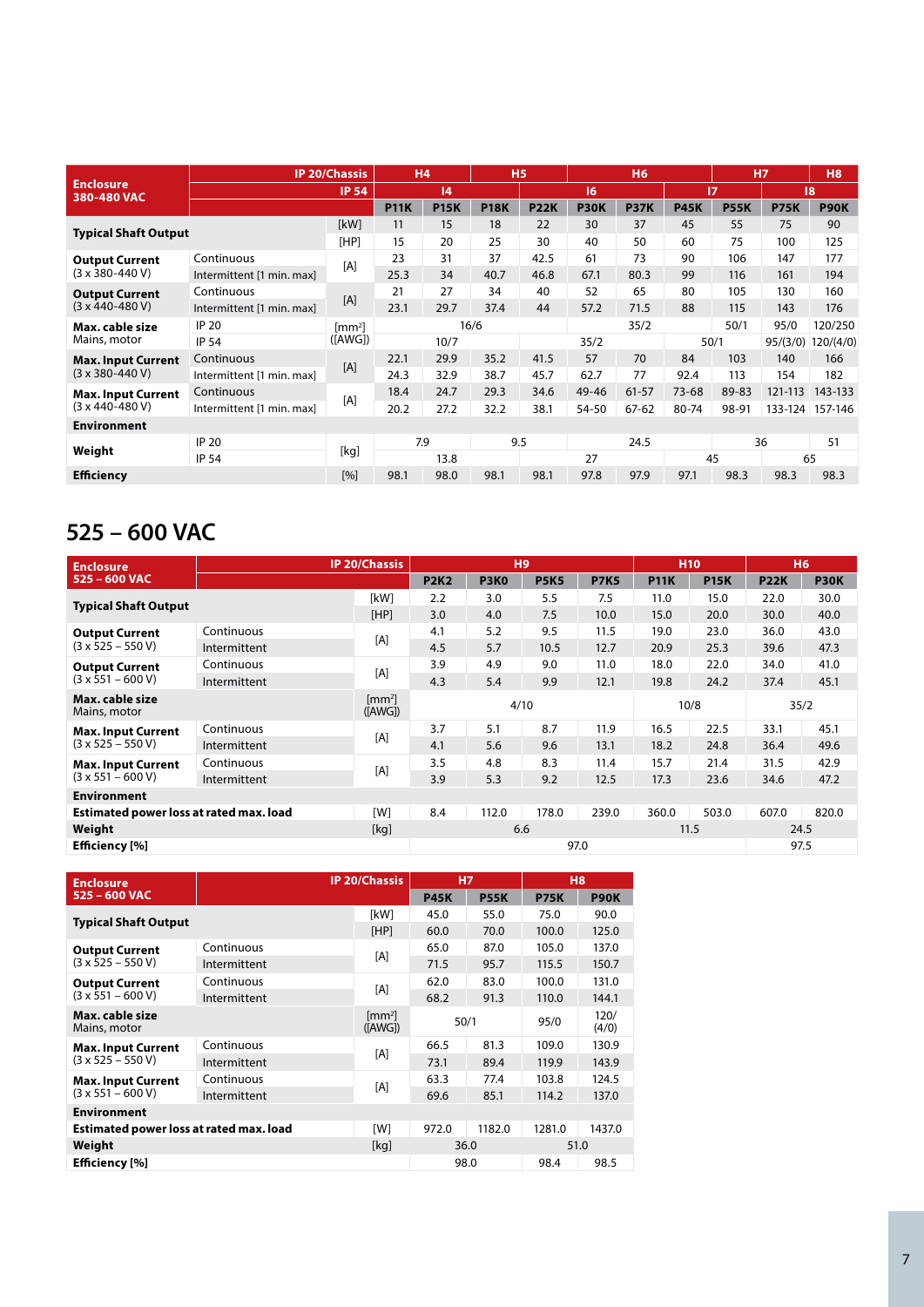| Enclosure 380-480 VAC | | IP 20/Chassis | H4 | | H5 | | H6 | | | H7 | | H8 |
|---|---|---|---|---|---|---|---|---|---|---|---|---|
| | | IP 54 | I4 | | | I6 | | | I7 | | I8 | |
| | | | P11K | P15K | P18K | P22K | P30K | P37K | P45K | P55K | P75K | P90K |
| Typical Shaft Output | | [kW] | 11 | 15 | 18 | 22 | 30 | 37 | 45 | 55 | 75 | 90 |
| | | [HP] | 15 | 20 | 25 | 30 | 40 | 50 | 60 | 75 | 100 | 125 |
| **Output Current** (3 x 380-440 V) | Continuous | [A] | 23 | 31 | 37 | 42.5 | 61 | 73 | 90 | 106 | 147 | 177 |
| | Intermittent [1 min. max] | | 25.3 | 34 | 40.7 | 46.8 | 67.1 | 80.3 | 99 | 116 | 161 | 194 |
| **Output Current** (3 x 440-480 V) | Continuous | [A] | 21 | 27 | 34 | 40 | 52 | 65 | 80 | 105 | 130 | 160 |
| | Intermittent [1 min. max] | | 23.1 | 29.7 | 37.4 | 44 | 57.2 | 71.5 | 88 | 115 | 143 | 176 |
| **Max. cable size** Mains, motor | IP 20 | [mm²] ([AWG]) | 16/6 | | | | 35/2 | | | 50/1 | 95/0 | 120/250 |
| | IP 54 | | 10/7 | | | 35/2 | | | 50/1 | | 95/(3/0) | 120/(4/0) |
| **Max. Input Current** (3 x 380-440 V) | Continuous | [A] | 22.1 | 29.9 | 35.2 | 41.5 | 57 | 70 | 84 | 103 | 140 | 166 |
| | Intermittent [1 min. max] | | 24.3 | 32.9 | 38.7 | 45.7 | 62.7 | 77 | 92.4 | 113 | 154 | 182 |
| **Max. Input Current** (3 x 440-480 V) | Continuous | [A] | 18.4 | 24.7 | 29.3 | 34.6 | 49-46 | 61-57 | 73-68 | 89-83 | 121-113 | 143-133 |
| | Intermittent [1 min. max] | | 20.2 | 27.2 | 32.2 | 38.1 | 54-50 | 67-62 | 80-74 | 98-91 | 133-124 | 157-146 |
| **Environment** | | | | | | | | | | | | |
| Weight | IP 20 | [kg] | 7.9 | | 9.5 | | 24.5 | | | 36 | | 51 |
| | IP 54 | | 13.8 | | | 27 | | | 45 | | 65 | |
| **Efficiency** | | [%] | 98.1 | 98.0 | 98.1 | 98.1 | 97.8 | 97.9 | 97.1 | 98.3 | 98.3 | 98.3 |

## 525 – 600 VAC

| Enclosure 525 – 600 VAC | | IP 20/Chassis | H9 | | | | H10 | | H6 | |
|---|---|---|---|---|---|---|---|---|---|---|
| | | | P2K2 | P3K0 | P5K5 | P7K5 | P11K | P15K | P22K | P30K |
| Typical Shaft Output | | [kW] | 2.2 | 3.0 | 5.5 | 7.5 | 11.0 | 15.0 | 22.0 | 30.0 |
| | | [HP] | 3.0 | 4.0 | 7.5 | 10.0 | 15.0 | 20.0 | 30.0 | 40.0 |
| **Output Current** (3 x 525 – 550 V) | Continuous | [A] | 4.1 | 5.2 | 9.5 | 11.5 | 19.0 | 23.0 | 36.0 | 43.0 |
| | Intermittent | | 4.5 | 5.7 | 10.5 | 12.7 | 20.9 | 25.3 | 39.6 | 47.3 |
| **Output Current** (3 x 551 – 600 V) | Continuous | [A] | 3.9 | 4.9 | 9.0 | 11.0 | 18.0 | 22.0 | 34.0 | 41.0 |
| | Intermittent | | 4.3 | 5.4 | 9.9 | 12.1 | 19.8 | 24.2 | 37.4 | 45.1 |
| **Max. cable size** Mains, motor | | [mm²] ([AWG]) | 4/10 | | | | 10/8 | | 35/2 | |
| **Max. Input Current** (3 x 525 – 550 V) | Continuous | [A] | 3.7 | 5.1 | 8.7 | 11.9 | 16.5 | 22.5 | 33.1 | 45.1 |
| | Intermittent | | 4.1 | 5.6 | 9.6 | 13.1 | 18.2 | 24.8 | 36.4 | 49.6 |
| **Max. Input Current** (3 x 551 – 600 V) | Continuous | [A] | 3.5 | 4.8 | 8.3 | 11.4 | 15.7 | 21.4 | 31.5 | 42.9 |
| | Intermittent | | 3.9 | 5.3 | 9.2 | 12.5 | 17.3 | 23.6 | 34.6 | 47.2 |
| **Environment** | | | | | | | | | | |
| **Estimated power loss at rated max. load** | | [W] | 8.4 | 112.0 | 178.0 | 239.0 | 360.0 | 503.0 | 607.0 | 820.0 |
| **Weight** | | [kg] | 6.6 | | | | 11.5 | | 24.5 | |
| **Efficiency [%]** | | | 97.0 | | | | | | 97.5 | |

| Enclosure 525 – 600 VAC | | IP 20/Chassis | H7 | | H8 | |
|---|---|---|---|---|---|---|
| | | | P45K | P55K | P75K | P90K |
| Typical Shaft Output | | [kW] | 45.0 | 55.0 | 75.0 | 90.0 |
| | | [HP] | 60.0 | 70.0 | 100.0 | 125.0 |
| **Output Current** (3 x 525 – 550 V) | Continuous | [A] | 65.0 | 87.0 | 105.0 | 137.0 |
| | Intermittent | | 71.5 | 95.7 | 115.5 | 150.7 |
| **Output Current** (3 x 551 – 600 V) | Continuous | [A] | 62.0 | 83.0 | 100.0 | 131.0 |
| | Intermittent | | 68.2 | 91.3 | 110.0 | 144.1 |
| **Max. cable size** Mains, motor | | [mm²] ([AWG]) | 50/1 | | 95/0 | 120/ (4/0) |
| **Max. Input Current** (3 x 525 – 550 V) | Continuous | [A] | 66.5 | 81.3 | 109.0 | 130.9 |
| | Intermittent | | 73.1 | 89.4 | 119.9 | 143.9 |
| **Max. Input Current** (3 x 551 – 600 V) | Continuous | [A] | 63.3 | 77.4 | 103.8 | 124.5 |
| | Intermittent | | 69.6 | 85.1 | 114.2 | 137.0 |
| **Environment** | | | | | | |
| **Estimated power loss at rated max. load** | | [W] | 972.0 | 1182.0 | 1281.0 | 1437.0 |
| **Weight** | | [kg] | 36.0 | | 51.0 | |
| **Efficiency [%]** | | | 98.0 | | 98.4 | 98.5 |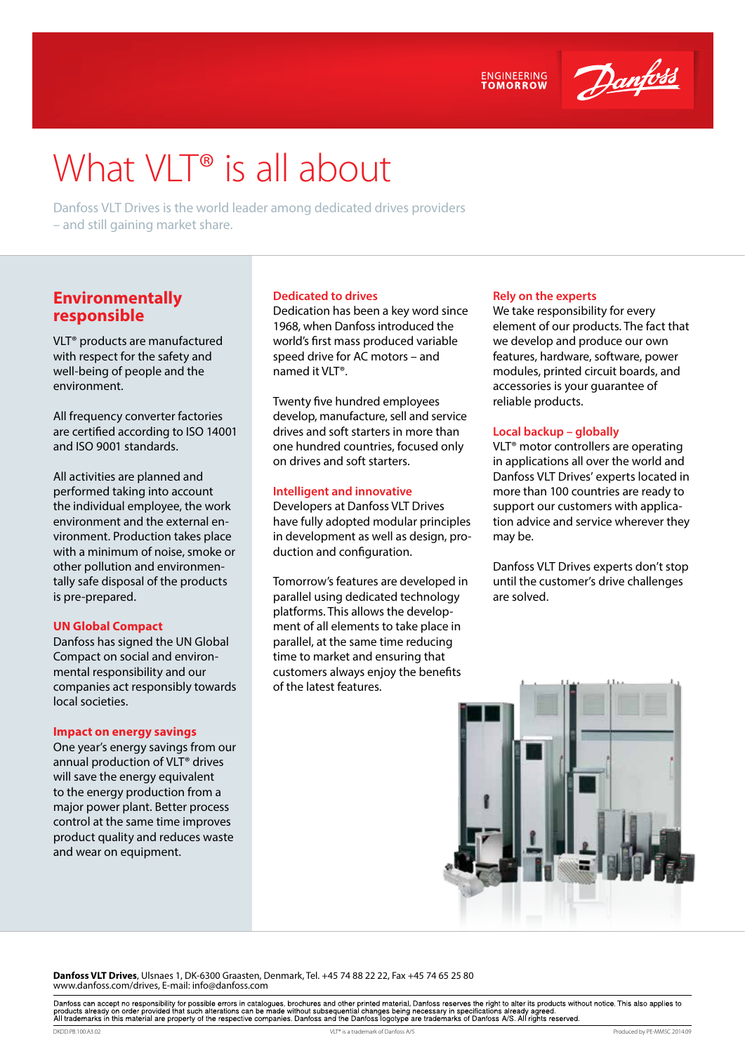ENGINEERING TOMORROW

# What VLT® is all about

Danfoss VLT Drives is the world leader among dedicated drives providers – and still gaining market share.

## Environmentally responsible

VLT® products are manufactured with respect for the safety and well-being of people and the environment.

All frequency converter factories are certified according to ISO 14001 and ISO 9001 standards.

All activities are planned and performed taking into account the individual employee, the work environment and the external environment. Production takes place with a minimum of noise, smoke or other pollution and environmentally safe disposal of the products is pre-prepared.

### UN Global Compact

Danfoss has signed the UN Global Compact on social and environmental responsibility and our companies act responsibly towards local societies.

### Impact on energy savings

One year's energy savings from our annual production of VLT® drives will save the energy equivalent to the energy production from a major power plant. Better process control at the same time improves product quality and reduces waste and wear on equipment.

### Dedicated to drives

Dedication has been a key word since 1968, when Danfoss introduced the world's first mass produced variable speed drive for AC motors – and named it VLT®.

Twenty five hundred employees develop, manufacture, sell and service drives and soft starters in more than one hundred countries, focused only on drives and soft starters.

### Intelligent and innovative

Developers at Danfoss VLT Drives have fully adopted modular principles in development as well as design, production and configuration.

Tomorrow's features are developed in parallel using dedicated technology platforms. This allows the development of all elements to take place in parallel, at the same time reducing time to market and ensuring that customers always enjoy the benefits of the latest features.

### Rely on the experts

We take responsibility for every element of our products. The fact that we develop and produce our own features, hardware, software, power modules, printed circuit boards, and accessories is your guarantee of reliable products.

### Local backup – globally

VLT® motor controllers are operating in applications all over the world and Danfoss VLT Drives' experts located in more than 100 countries are ready to support our customers with application advice and service wherever they may be.

Danfoss VLT Drives experts don't stop until the customer's drive challenges are solved.

**Danfoss VLT Drives**, Ulsnaes 1, DK-6300 Graasten, Denmark, Tel. +45 74 88 22 22, Fax +45 74 65 25 80
www.danfoss.com/drives, E-mail: info@danfoss.com

Danfoss can accept no responsibility for possible errors in catalogues, brochures and other printed material. Danfoss reserves the right to alter its products without notice. This also applies to products already on order provided that such alterations can be made without subsequential changes being necessary in specifications already agreed.
All trademarks in this material are property of the respective companies. Danfoss and the Danfoss logotype are trademarks of Danfoss A/S. All rights reserved.

DKDD.PB.100.A3.02 VLT® is a trademark of Danfoss A/S Produced by PE-MMSC 2014.09